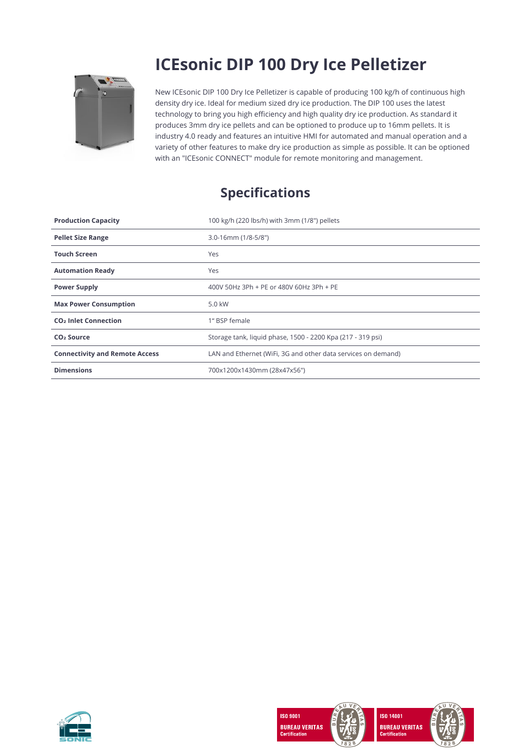# ICEsonic DIP 100 Dry Ice Pelletizer

New ICEsonic DIP 100 Dry Ice Pelletizer is capable of producing 100 kg/h of continuous high density dry ice. Ideal for medium sized dry ice production. The DIP 100 uses the latest technology to bring you high efficiency and high quality dry ice production. As standard it produces 3mm dry ice pellets and can be optioned to produce up to 16mm pellets. It is industry 4.0 ready and features an intuitive HMI for automated and manual operation and a variety of other features to make dry ice production as simple as possible. It can be optioned with an "ICEsonic CONNECT" module for remote monitoring and management.

## Specifications

| | |
|---|---|
| **Production Capacity** | 100 kg/h (220 lbs/h) with 3mm (1/8") pellets |
| **Pellet Size Range** | 3.0-16mm (1/8-5/8") |
| **Touch Screen** | Yes |
| **Automation Ready** | Yes |
| **Power Supply** | 400V 50Hz 3Ph + PE or 480V 60Hz 3Ph + PE |
| **Max Power Consumption** | 5.0 kW |
| **$CO_2$ Inlet Connection** | 1" BSP female |
| **$CO_2$ Source** | Storage tank, liquid phase, 1500 - 2200 Kpa (217 - 319 psi) |
| **Connectivity and Remote Access** | LAN and Ethernet (WiFi, 3G and other data services on demand) |
| **Dimensions** | 700x1200x1430mm (28x47x56") |

ISO 9001 BUREAU VERITAS Certification

ISO 14001 BUREAU VERITAS Certification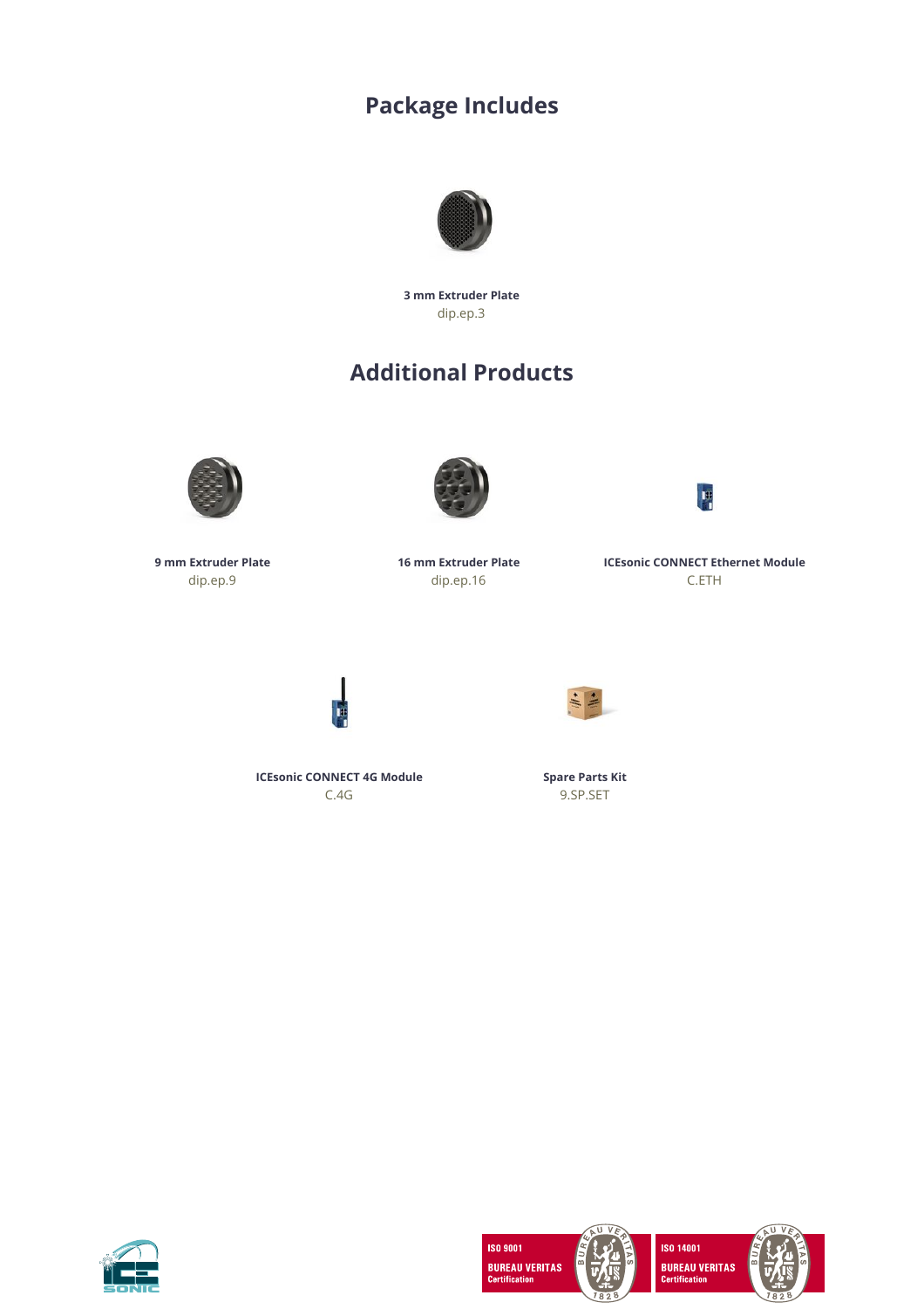## Package Includes

**3 mm Extruder Plate**
dip.ep.3

## Additional Products

**9 mm Extruder Plate**
dip.ep.9

**16 mm Extruder Plate**
dip.ep.16

**ICEsonic CONNECT Ethernet Module**
C.ETH

**ICEsonic CONNECT 4G Module**
C.4G

**Spare Parts Kit**
9.SP.SET

ISO 9001 BUREAU VERITAS Certification

ISO 14001 BUREAU VERITAS Certification